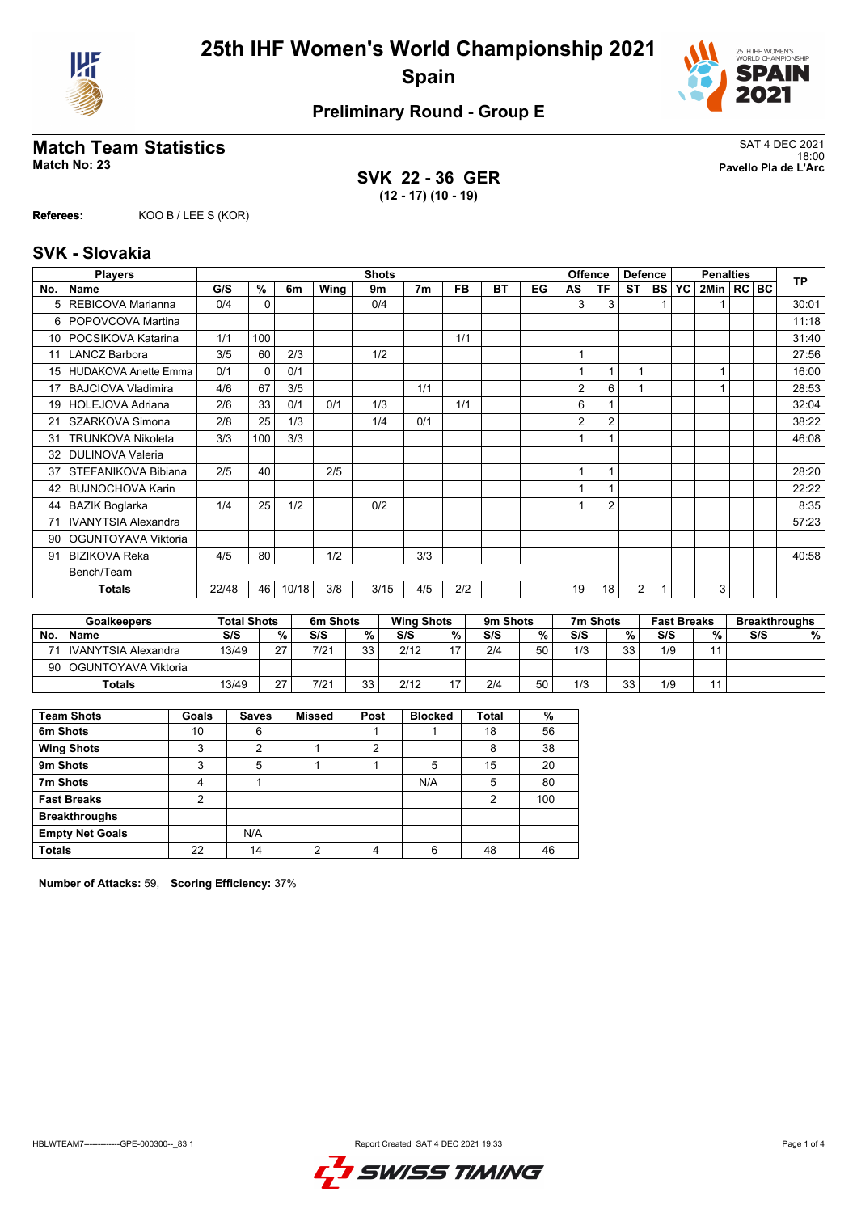# 25th IHF Women's World Championship 2021

# Spain

## Preliminary Round - Group E

## Match Team Statistics

**Match No: 23**

SAT 4 DEC 2021
18:00
**Pavello Pla de L'Arc**

**SVK 22 - 36 GER**
**(12 - 17) (10 - 19)**

**Referees:** KOO B / LEE S (KOR)

## SVK - Slovakia

| Players | | Shots | | | | | | | | | Offence | | Defence | | Penalties | | | | TP |
|---|---|---|---|---|---|---|---|---|---|---|---|---|---|---|---|---|---|---|---|
| No. | Name | G/S | % | 6m | Wing | 9m | 7m | FB | BT | EG | AS | TF | ST | BS | YC | 2Min | RC | BC | |
| 5 | REBICOVA Marianna | 0/4 | 0 | | | 0/4 | | | | | 3 | 3 | | 1 | | 1 | | | 30:01 |
| 6 | POPOVCOVA Martina | | | | | | | | | | | | | | | | | | 11:18 |
| 10 | POCSIKOVA Katarina | 1/1 | 100 | | | | | 1/1 | | | | | | | | | | | 31:40 |
| 11 | LANCZ Barbora | 3/5 | 60 | 2/3 | | 1/2 | | | | | 1 | | | | | | | | 27:56 |
| 15 | HUDAKOVA Anette Emma | 0/1 | 0 | 0/1 | | | | | | | 1 | 1 | 1 | | | 1 | | | 16:00 |
| 17 | BAJCIOVA Vladimira | 4/6 | 67 | 3/5 | | | 1/1 | | | | 2 | 6 | 1 | | | 1 | | | 28:53 |
| 19 | HOLEJOVA Adriana | 2/6 | 33 | 0/1 | 0/1 | 1/3 | | 1/1 | | | 6 | 1 | | | | | | | 32:04 |
| 21 | SZARKOVA Simona | 2/8 | 25 | 1/3 | | 1/4 | 0/1 | | | | 2 | 2 | | | | | | | 38:22 |
| 31 | TRUNKOVA Nikoleta | 3/3 | 100 | 3/3 | | | | | | | 1 | 1 | | | | | | | 46:08 |
| 32 | DULINOVA Valeria | | | | | | | | | | | | | | | | | | |
| 37 | STEFANIKOVA Bibiana | 2/5 | 40 | | 2/5 | | | | | | 1 | 1 | | | | | | | 28:20 |
| 42 | BUJNOCHOVA Karin | | | | | | | | | | 1 | 1 | | | | | | | 22:22 |
| 44 | BAZIK Boglarka | 1/4 | 25 | 1/2 | | 0/2 | | | | | 1 | 2 | | | | | | | 8:35 |
| 71 | IVANYTSIA Alexandra | | | | | | | | | | | | | | | | | | 57:23 |
| 90 | OGUNTOYAVA Viktoria | | | | | | | | | | | | | | | | | | |
| 91 | BIZIKOVA Reka | 4/5 | 80 | | 1/2 | | 3/3 | | | | | | | | | | | | 40:58 |
| | Bench/Team | | | | | | | | | | | | | | | | | | |
| | **Totals** | 22/48 | 46 | 10/18 | 3/8 | 3/15 | 4/5 | 2/2 | | | 19 | 18 | 2 | 1 | | 3 | | | |

| Goalkeepers | | Total Shots | | 6m Shots | | Wing Shots | | 9m Shots | | 7m Shots | | Fast Breaks | | Breakthroughs | |
|---|---|---|---|---|---|---|---|---|---|---|---|---|---|---|---|
| No. | Name | S/S | % | S/S | % | S/S | % | S/S | % | S/S | % | S/S | % | S/S | % |
| 71 | IVANYTSIA Alexandra | 13/49 | 27 | 7/21 | 33 | 2/12 | 17 | 2/4 | 50 | 1/3 | 33 | 1/9 | 11 | | |
| 90 | OGUNTOYAVA Viktoria | | | | | | | | | | | | | | |
| | **Totals** | 13/49 | 27 | 7/21 | 33 | 2/12 | 17 | 2/4 | 50 | 1/3 | 33 | 1/9 | 11 | | |

| Team Shots | Goals | Saves | Missed | Post | Blocked | Total | % |
|---|---|---|---|---|---|---|---|
| **6m Shots** | 10 | 6 | | 1 | 1 | 18 | 56 |
| **Wing Shots** | 3 | 2 | 1 | 2 | | 8 | 38 |
| **9m Shots** | 3 | 5 | 1 | 1 | 5 | 15 | 20 |
| **7m Shots** | 4 | 1 | | | N/A | 5 | 80 |
| **Fast Breaks** | 2 | | | | | 2 | 100 |
| **Breakthroughs** | | | | | | | |
| **Empty Net Goals** | | N/A | | | | | |
| **Totals** | 22 | 14 | 2 | 4 | 6 | 48 | 46 |

**Number of Attacks:** 59, **Scoring Efficiency:** 37%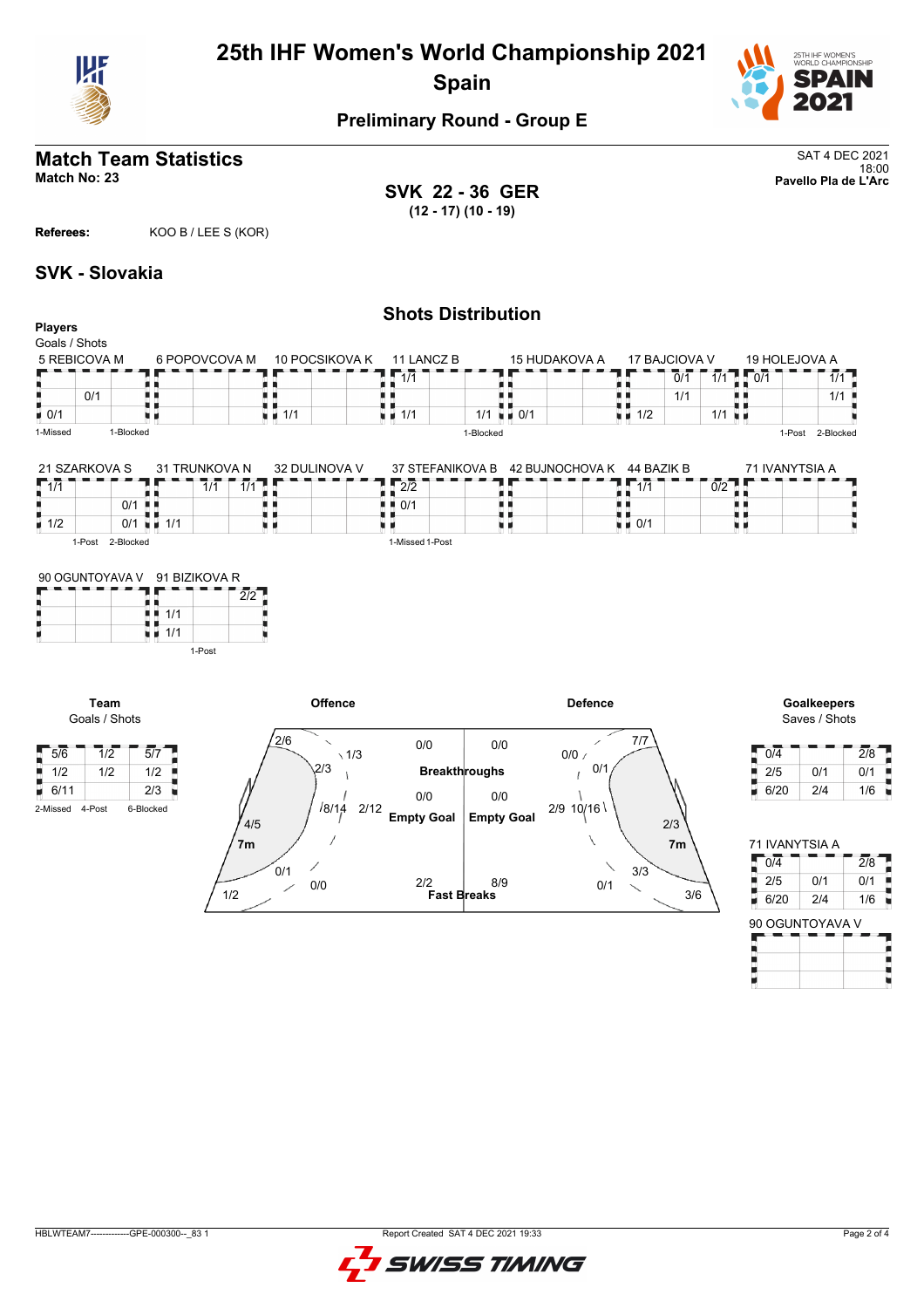# 25th IHF Women's World Championship 2021
## Spain

### Preliminary Round - Group E

## Match Team Statistics

**Match No: 23**

SAT 4 DEC 2021
18:00
**Pavello Pla de L'Arc**

**SVK 22 - 36 GER**
**(12 - 17) (10 - 19)**

**Referees:** KOO B / LEE S (KOR)

## SVK - Slovakia

### Shots Distribution

**Players**
Goals / Shots

**5 REBICOVA M**

| | | |
|---|---|---|
| | | |
| | 0/1 | |
| 0/1 | | |

1-Missed 1-Blocked

**6 POPOVCOVA M**

| | | |
|---|---|---|
| | | |
| | | |
| | | |

**10 POCSIKOVA K**

| | | |
|---|---|---|
| | | |
| | | |
| 1/1 | | |

**11 LANCZ B**

| | | |
|---|---|---|
| 1/1 | | |
| | | |
| 1/1 | | 1/1 |

1-Blocked

**15 HUDAKOVA A**

| | | |
|---|---|---|
| | | |
| | | |
| 0/1 | | |

**17 BAJCIOVA V**

| | | |
|---|---|---|
| | 0/1 | 1/1 |
| | 1/1 | |
| 1/2 | | 1/1 |

**19 HOLEJOVA A**

| | | |
|---|---|---|
| 0/1 | | 1/1 |
| | | 1/1 |
| | | |

1-Post 2-Blocked

**21 SZARKOVA S**

| | | |
|---|---|---|
| 1/1 | | |
| | 0/1 | |
| 1/2 | 0/1 | |

1-Post 2-Blocked

**31 TRUNKOVA N**

| | | |
|---|---|---|
| | 1/1 | 1/1 |
| | | |
| 1/1 | | |

**32 DULINOVA V**

| | | |
|---|---|---|
| | | |
| | | |
| | | |

**37 STEFANIKOVA B**

| | | |
|---|---|---|
| 2/2 | | |
| 0/1 | | |
| | | |

1-Missed 1-Post

**42 BUJNOCHOVA K**

| | | |
|---|---|---|
| | | |
| | | |
| | | |

**44 BAZIK B**

| | | |
|---|---|---|
| 1/1 | | 0/2 |
| | | |
| 0/1 | | |

**71 IVANYTSIA A**

| | | |
|---|---|---|
| | | |
| | | |
| | | |

**90 OGUNTOYAVA V**

| | | |
|---|---|---|
| | | |
| | | |
| | | |

**91 BIZIKOVA R**

| | | |
|---|---|---|
| | | 2/2 |
| 1/1 | | |
| 1/1 | | |

1-Post

**Team**
Goals / Shots

| | | |
|---|---|---|
| 5/6 | 1/2 | 5/7 |
| 1/2 | 1/2 | 1/2 |
| 6/11 | | 2/3 |

2-Missed 4-Post 6-Blocked

**Offence**

- Left wing: 2/6
- Left 6m: 2/3
- Left 9m: 1/3
- Centre 6m: 8/14
- Centre 9m: 2/12
- Left back: 4/5
- 7m: 1/2
- Right 9m: 0/1
- Right wing: 0/0
- Breakthroughs: 0/0
- Empty Goal: 0/0
- Fast Breaks: 2/2

**Defence**

- Breakthroughs: 0/0
- Empty Goal: 0/0
- Fast Breaks: 8/9
- Right wing: 7/7
- 0/0
- 0/1
- 2/9
- 10/16
- 2/3
- 7m: 3/6
- 3/3
- 0/1

**Goalkeepers**
Saves / Shots

| | | |
|---|---|---|
| 0/4 | | 2/8 |
| 2/5 | 0/1 | 0/1 |
| 6/20 | 2/4 | 1/6 |

**71 IVANYTSIA A**

| | | |
|---|---|---|
| 0/4 | | 2/8 |
| 2/5 | 0/1 | 0/1 |
| 6/20 | 2/4 | 1/6 |

**90 OGUNTOYAVA V**

| | | |
|---|---|---|
| | | |
| | | |
| | | |

HBLWTEAM7--------------GPE-000300--_83 1 Report Created SAT 4 DEC 2021 19:33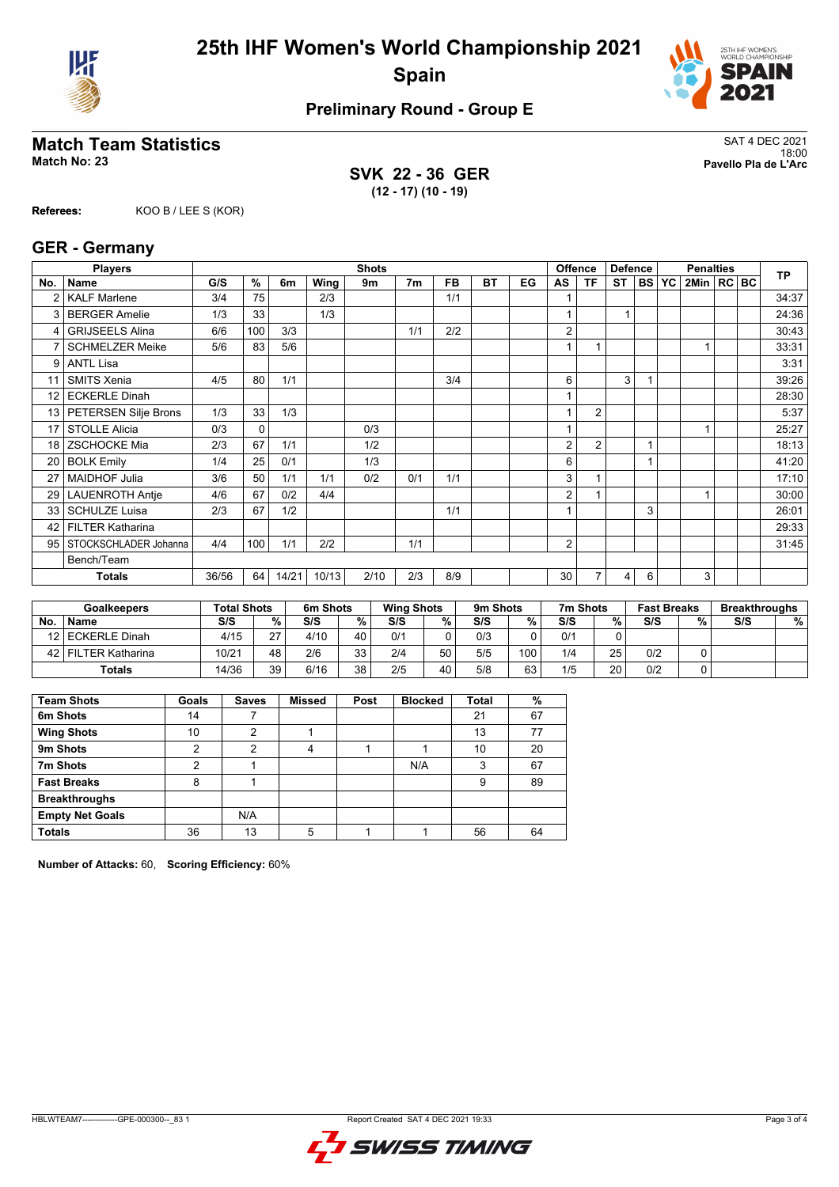# 25th IHF Women's World Championship 2021
## Spain

### Preliminary Round - Group E

## Match Team Statistics

**Match No: 23**

SAT 4 DEC 2021
18:00
**Pavello Pla de L'Arc**

**SVK 22 - 36 GER**
**(12 - 17) (10 - 19)**

**Referees:** KOO B / LEE S (KOR)

## GER - Germany

| No. | Name | G/S | % | 6m | Wing | 9m | 7m | FB | BT | EG | AS | TF | ST | BS | YC | 2Min | RC | BC | TP |
|---|---|---|---|---|---|---|---|---|---|---|---|---|---|---|---|---|---|---|---|
| 2 | KALF Marlene | 3/4 | 75 | | 2/3 | | | 1/1 | | | 1 | | | | | | | | 34:37 |
| 3 | BERGER Amelie | 1/3 | 33 | | 1/3 | | | | | | 1 | | 1 | | | | | | 24:36 |
| 4 | GRIJSEELS Alina | 6/6 | 100 | 3/3 | | | 1/1 | 2/2 | | | 2 | | | | | | | | 30:43 |
| 7 | SCHMELZER Meike | 5/6 | 83 | 5/6 | | | | | | | 1 | 1 | | | | 1 | | | 33:31 |
| 9 | ANTL Lisa | | | | | | | | | | | | | | | | | | 3:31 |
| 11 | SMITS Xenia | 4/5 | 80 | 1/1 | | | | 3/4 | | | 6 | | 3 | 1 | | | | | 39:26 |
| 12 | ECKERLE Dinah | | | | | | | | | | 1 | | | | | | | | 28:30 |
| 13 | PETERSEN Silje Brons | 1/3 | 33 | 1/3 | | | | | | | 1 | 2 | | | | | | | 5:37 |
| 17 | STOLLE Alicia | 0/3 | 0 | | | 0/3 | | | | | 1 | | | | | 1 | | | 25:27 |
| 18 | ZSCHOCKE Mia | 2/3 | 67 | 1/1 | | 1/2 | | | | | 2 | 2 | | 1 | | | | | 18:13 |
| 20 | BOLK Emily | 1/4 | 25 | 0/1 | | 1/3 | | | | | 6 | | | 1 | | | | | 41:20 |
| 27 | MAIDHOF Julia | 3/6 | 50 | 1/1 | 1/1 | 0/2 | 0/1 | 1/1 | | | 3 | 1 | | | | | | | 17:10 |
| 29 | LAUENROTH Antje | 4/6 | 67 | 0/2 | 4/4 | | | | | | 2 | 1 | | | | 1 | | | 30:00 |
| 33 | SCHULZE Luisa | 2/3 | 67 | 1/2 | | | | 1/1 | | | 1 | | | 3 | | | | | 26:01 |
| 42 | FILTER Katharina | | | | | | | | | | | | | | | | | | 29:33 |
| 95 | STOCKSCHLADER Johanna | 4/4 | 100 | 1/1 | 2/2 | | 1/1 | | | | 2 | | | | | | | | 31:45 |
| | Bench/Team | | | | | | | | | | | | | | | | | | |
| | **Totals** | 36/56 | 64 | 14/21 | 10/13 | 2/10 | 2/3 | 8/9 | | | 30 | 7 | 4 | 6 | | 3 | | | |

| No. | Goalkeepers Name | Total Shots S/S | % | 6m Shots S/S | % | Wing Shots S/S | % | 9m Shots S/S | % | 7m Shots S/S | % | Fast Breaks S/S | % | Breakthroughs S/S | % |
|---|---|---|---|---|---|---|---|---|---|---|---|---|---|---|---|
| 12 | ECKERLE Dinah | 4/15 | 27 | 4/10 | 40 | 0/1 | 0 | 0/3 | 0 | 0/1 | 0 | | | | |
| 42 | FILTER Katharina | 10/21 | 48 | 2/6 | 33 | 2/4 | 50 | 5/5 | 100 | 1/4 | 25 | 0/2 | 0 | | |
| | **Totals** | 14/36 | 39 | 6/16 | 38 | 2/5 | 40 | 5/8 | 63 | 1/5 | 20 | 0/2 | 0 | | |

| Team Shots | Goals | Saves | Missed | Post | Blocked | Total | % |
|---|---|---|---|---|---|---|---|
| 6m Shots | 14 | 7 | | | | 21 | 67 |
| Wing Shots | 10 | 2 | 1 | | | 13 | 77 |
| 9m Shots | 2 | 2 | 4 | 1 | 1 | 10 | 20 |
| 7m Shots | 2 | 1 | | | N/A | 3 | 67 |
| Fast Breaks | 8 | 1 | | | | 9 | 89 |
| Breakthroughs | | | | | | | |
| Empty Net Goals | | N/A | | | | | |
| **Totals** | 36 | 13 | 5 | 1 | 1 | 56 | 64 |

**Number of Attacks:** 60, **Scoring Efficiency:** 60%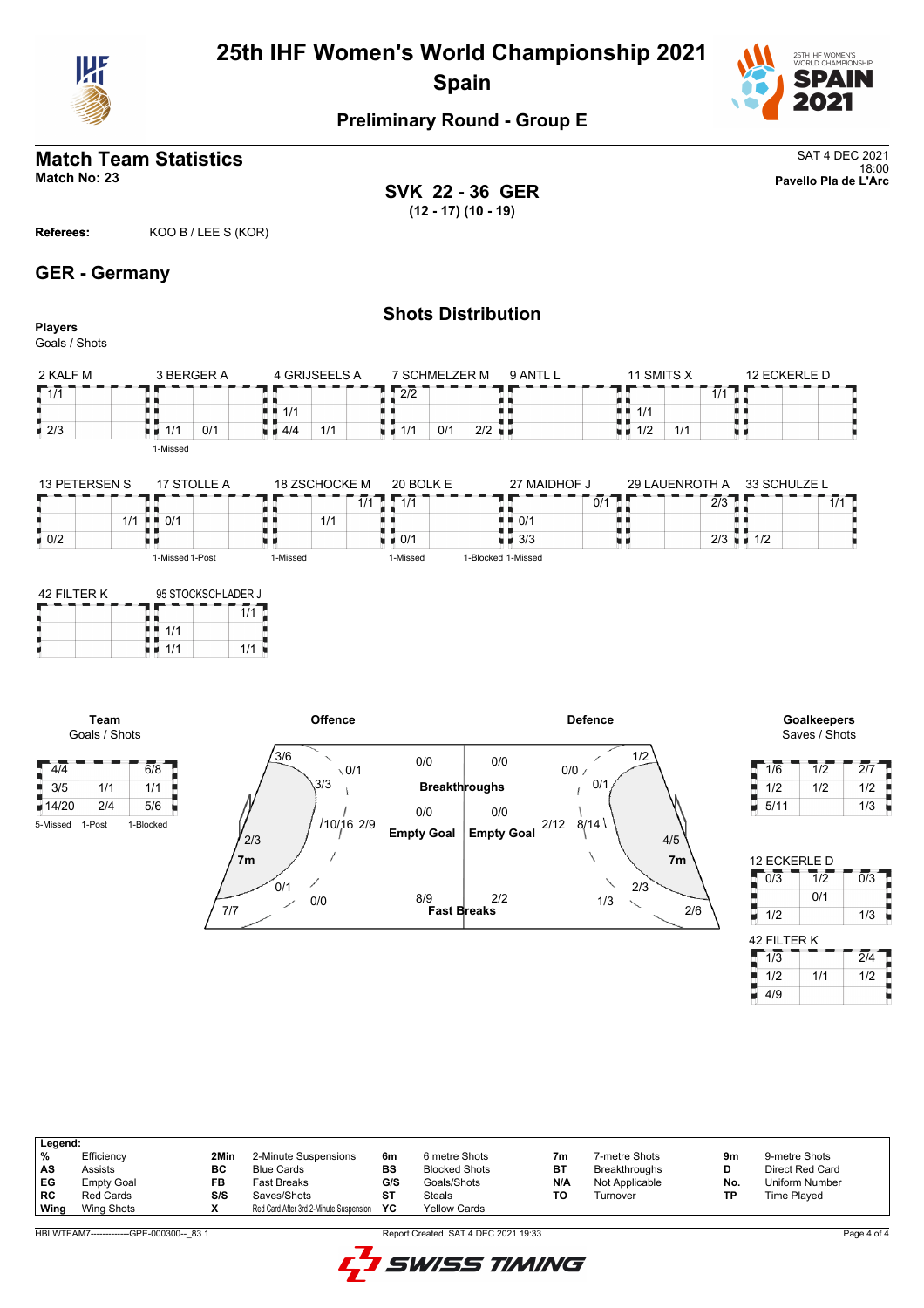# 25th IHF Women's World Championship 2021

**Spain**

**Preliminary Round - Group E**

## Match Team Statistics

**Match No: 23**

SAT 4 DEC 2021
18:00
**Pavello Pla de L'Arc**

**SVK 22 - 36 GER**
**(12 - 17) (10 - 19)**

**Referees:** KOO B / LEE S (KOR)

## GER - Germany

### Shots Distribution

**Players**
Goals / Shots

2 KALF M
1/1
2/3

3 BERGER A
1/1 0/1
1-Missed

4 GRIJSEELS A
1/1
4/4 1/1

7 SCHMELZER M
2/2
1/1 0/1 2/2

9 ANTL L

11 SMITS X
1/1
1/1
1/2 1/1

12 ECKERLE D

13 PETERSEN S
1/1
0/2

17 STOLLE A
0/1
1-Missed 1-Post

18 ZSCHOCKE M
1/1
1/1
1-Missed

20 BOLK E
1/1
0/1
1-Missed

27 MAIDHOF J
0/1
0/1
3/3
1-Blocked 1-Missed

29 LAUENROTH A
2/3
2/3

33 SCHULZE L
1/1
1/2

42 FILTER K

95 STOCKSCHLADER J
1/1
1/1
1/1 1/1

**Team**
Goals / Shots

4/4 6/8
3/5 1/1 1/1
14/20 2/4 5/6
5-Missed 1-Post 1-Blocked

**Offence**

3/6
0/1
3/3
10/16 2/9
2/3
7m
0/1
0/0
7/7

0/0 0/0
Breakthroughs
0/0 0/0
Empty Goal Empty Goal
8/9 2/2
Fast Breaks

**Defence**

1/2
0/0
0/1
2/12 8/14
4/5
7m
2/3
1/3
2/6

**Goalkeepers**
Saves / Shots

1/6 1/2 2/7
1/2 1/2 1/2
5/11 1/3

12 ECKERLE D
0/3 1/2 0/3
0/1
1/2 1/3

42 FILTER K
1/3 2/4
1/2 1/1 1/2
4/9

| Legend: | | | | | | | | | |
|---|---|---|---|---|---|---|---|---|---|
| % | Efficiency | 2Min | 2-Minute Suspensions | 6m | 6 metre Shots | 7m | 7-metre Shots | 9m | 9-metre Shots |
| AS | Assists | BC | Blue Cards | BS | Blocked Shots | BT | Breakthroughs | D | Direct Red Card |
| EG | Empty Goal | FB | Fast Breaks | G/S | Goals/Shots | N/A | Not Applicable | No. | Uniform Number |
| RC | Red Cards | S/S | Saves/Shots | ST | Steals | TO | Turnover | TP | Time Played |
| Wing | Wing Shots | X | Red Card After 3rd 2-Minute Suspension | YC | Yellow Cards | | | | |

HBLWTEAM7-------------GPE-000300--_83 1 Report Created SAT 4 DEC 2021 19:33